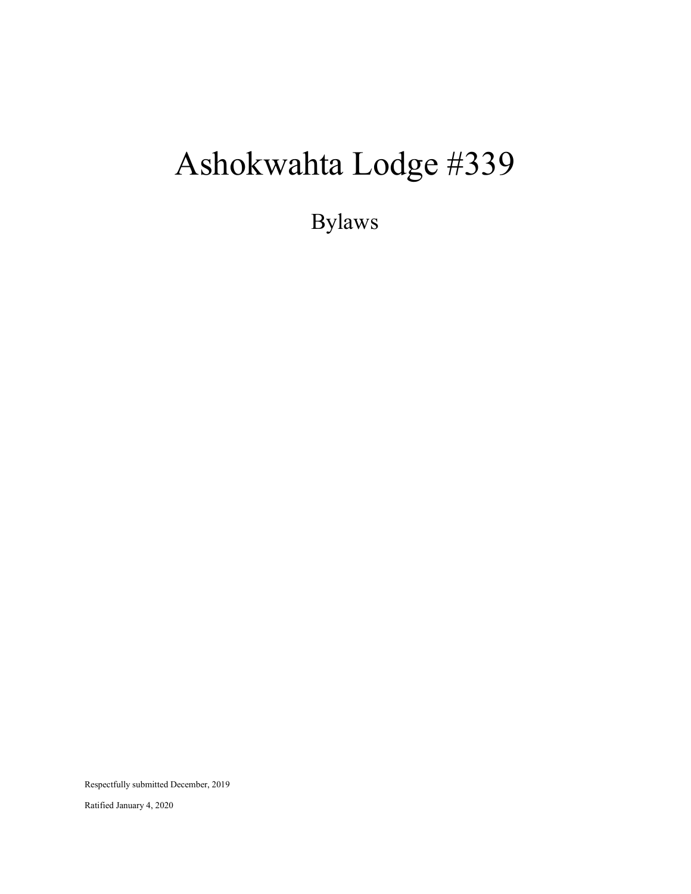# Ashokwahta Lodge #339

## Bylaws

Respectfully submitted December, 2019

Ratified January 4, 2020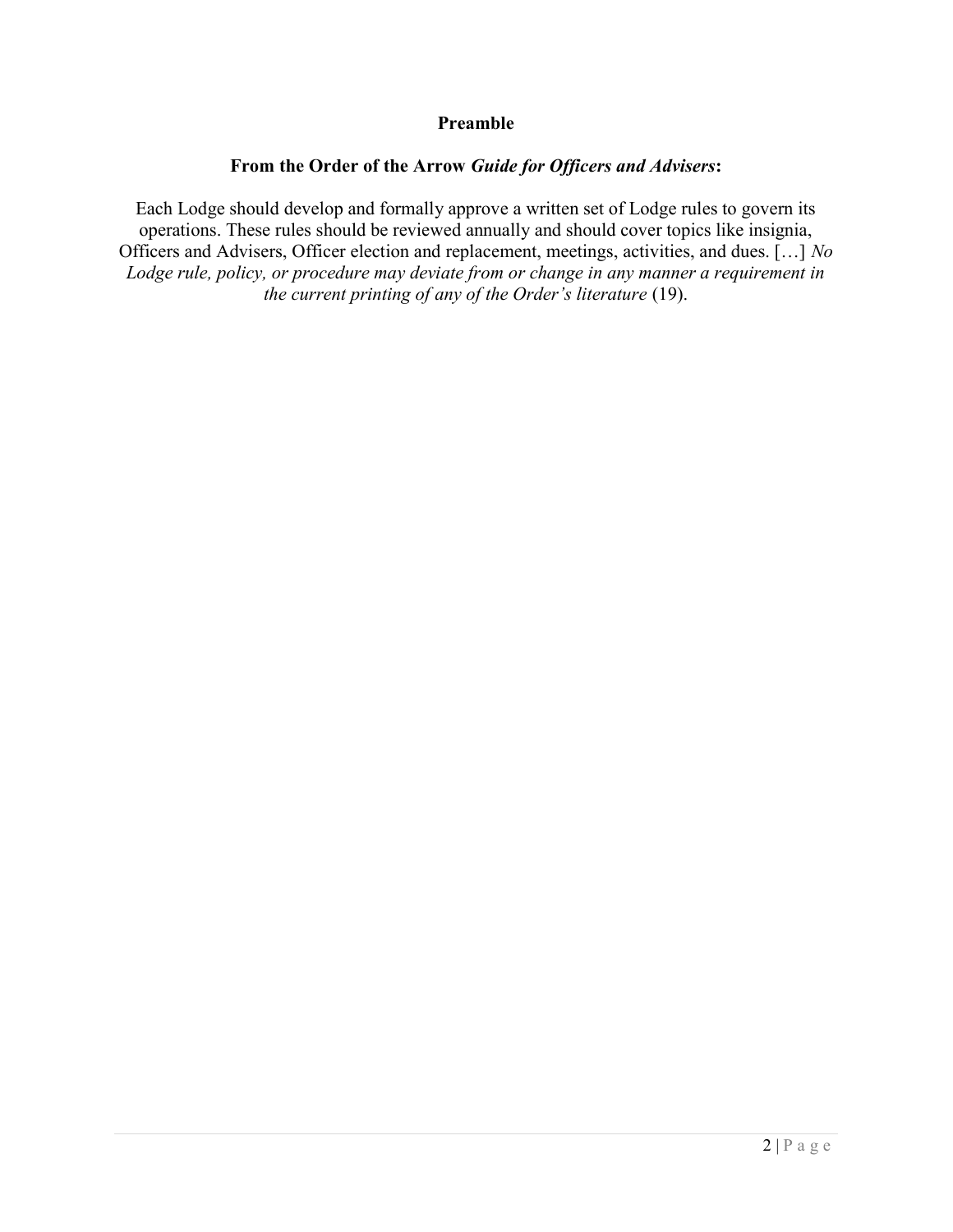## Preamble

### From the Order of the Arrow *Guide for Officers and Advisers*:

Each Lodge should develop and formally approve a written set of Lodge rules to govern its operations. These rules should be reviewed annually and should cover topics like insignia, Officers and Advisers, Officer election and replacement, meetings, activities, and dues. […] *No Lodge rule, policy, or procedure may deviate from or change in any manner a requirement in the current printing of any of the Order's literature* (19).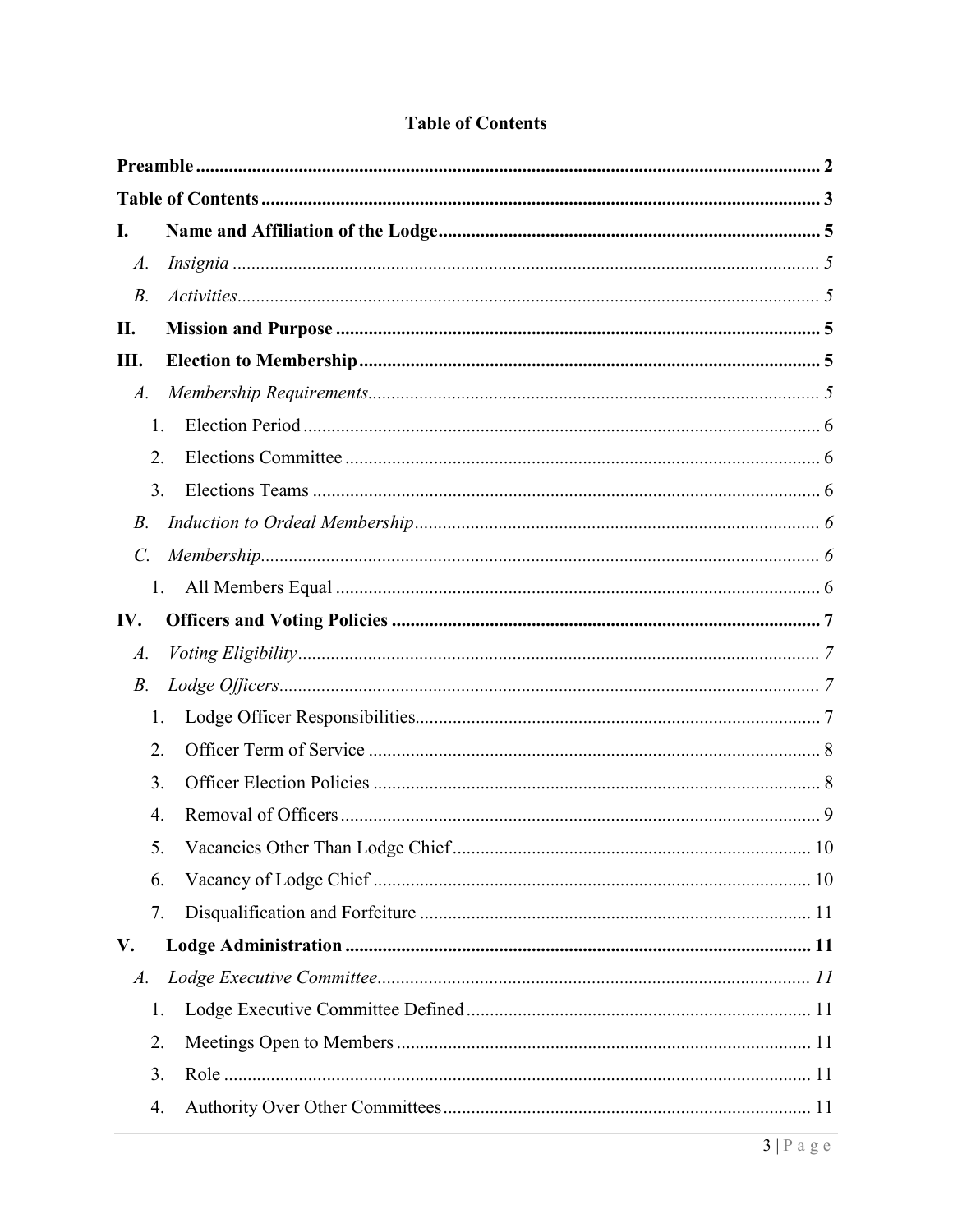## Table of Contents

**Preamble** .......... 2

**Table of Contents** .......... 3

**I. Name and Affiliation of the Lodge** .......... 5

- *A. Insignia* .......... *5*
- *B. Activities* .......... *5*

**II. Mission and Purpose** .......... 5

**III. Election to Membership** .......... 5

- *A. Membership Requirements* .......... *5*
  1. Election Period .......... 6
  2. Elections Committee .......... 6
  3. Elections Teams .......... 6
- *B. Induction to Ordeal Membership* .......... *6*
- *C. Membership* .......... *6*
  1. All Members Equal .......... 6

**IV. Officers and Voting Policies** .......... 7

- *A. Voting Eligibility* .......... *7*
- *B. Lodge Officers* .......... *7*
  1. Lodge Officer Responsibilities .......... 7
  2. Officer Term of Service .......... 8
  3. Officer Election Policies .......... 8
  4. Removal of Officers .......... 9
  5. Vacancies Other Than Lodge Chief .......... 10
  6. Vacancy of Lodge Chief .......... 10
  7. Disqualification and Forfeiture .......... 11

**V. Lodge Administration** .......... 11

- *A. Lodge Executive Committee* .......... *11*
  1. Lodge Executive Committee Defined .......... 11
  2. Meetings Open to Members .......... 11
  3. Role .......... 11
  4. Authority Over Other Committees .......... 11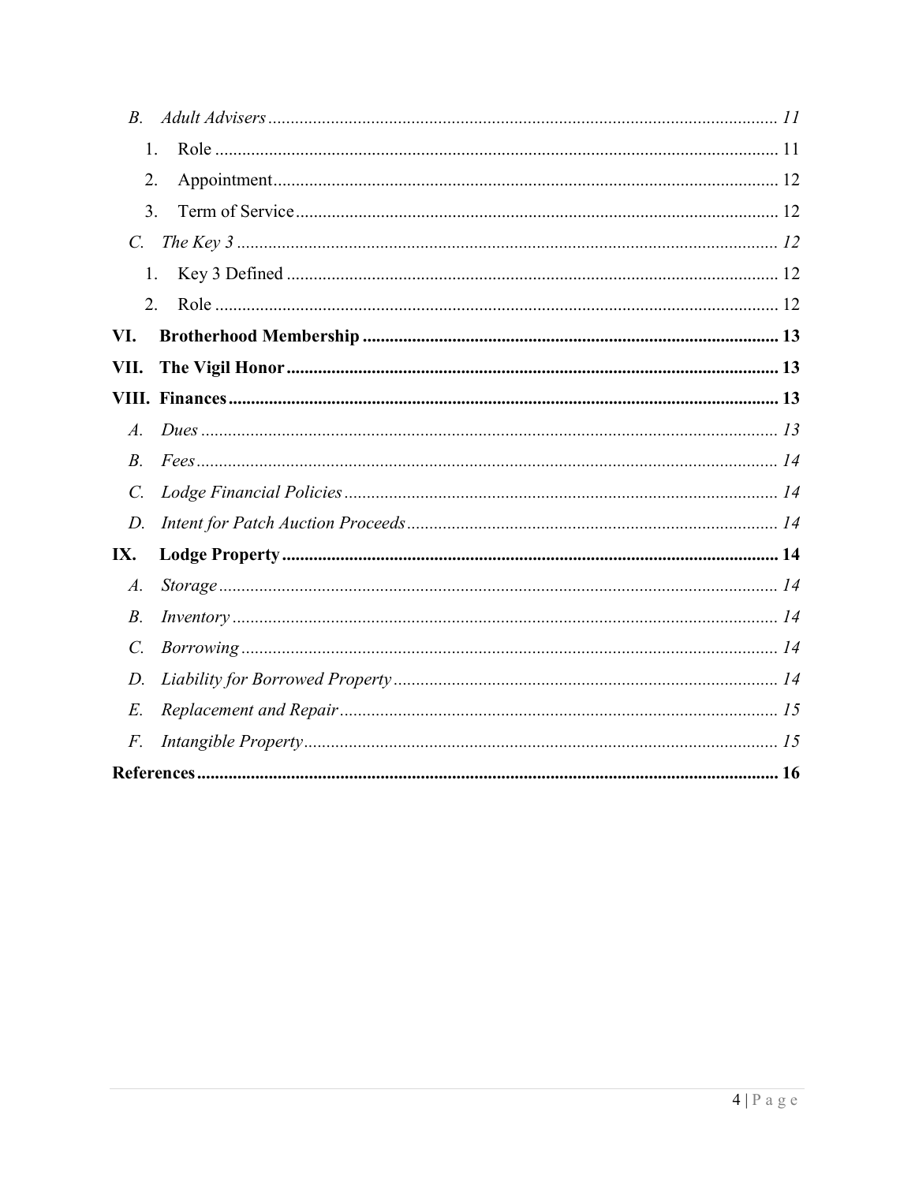*B. Adult Advisers* ........ *11*

1. Role ........ 11
2. Appointment ........ 12
3. Term of Service ........ 12

*C. The Key 3* ........ *12*

1. Key 3 Defined ........ 12
2. Role ........ 12

**VI. Brotherhood Membership ........ 13**

**VII. The Vigil Honor ........ 13**

**VIII. Finances ........ 13**

*A. Dues* ........ *13*

*B. Fees* ........ *14*

*C. Lodge Financial Policies* ........ *14*

*D. Intent for Patch Auction Proceeds* ........ *14*

**IX. Lodge Property ........ 14**

*A. Storage* ........ *14*

*B. Inventory* ........ *14*

*C. Borrowing* ........ *14*

*D. Liability for Borrowed Property* ........ *14*

*E. Replacement and Repair* ........ *15*

*F. Intangible Property* ........ *15*

**References ........ 16**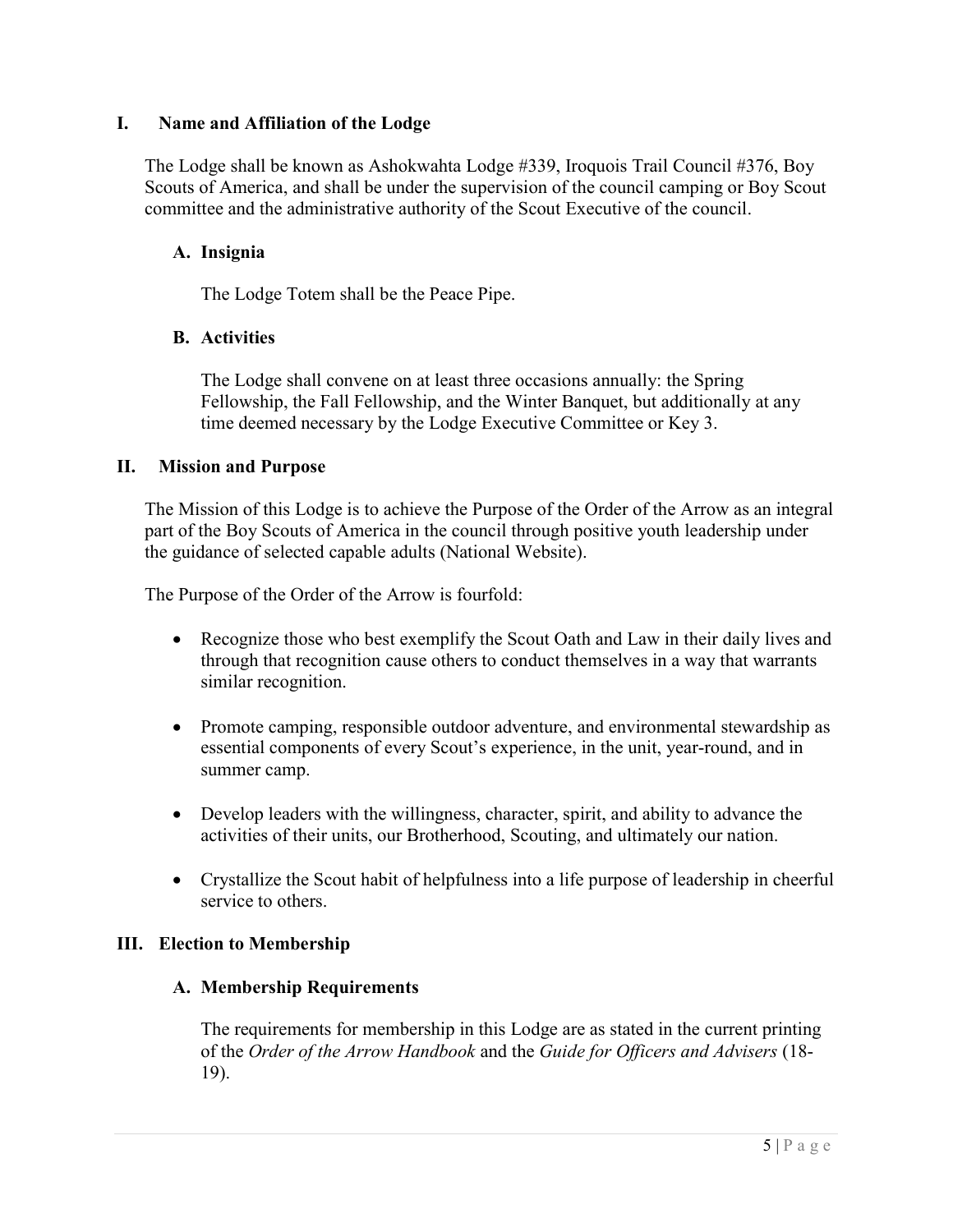## I. Name and Affiliation of the Lodge

The Lodge shall be known as Ashokwahta Lodge #339, Iroquois Trail Council #376, Boy Scouts of America, and shall be under the supervision of the council camping or Boy Scout committee and the administrative authority of the Scout Executive of the council.

### A. Insignia

The Lodge Totem shall be the Peace Pipe.

### B. Activities

The Lodge shall convene on at least three occasions annually: the Spring Fellowship, the Fall Fellowship, and the Winter Banquet, but additionally at any time deemed necessary by the Lodge Executive Committee or Key 3.

## II. Mission and Purpose

The Mission of this Lodge is to achieve the Purpose of the Order of the Arrow as an integral part of the Boy Scouts of America in the council through positive youth leadership under the guidance of selected capable adults (National Website).

The Purpose of the Order of the Arrow is fourfold:

- Recognize those who best exemplify the Scout Oath and Law in their daily lives and through that recognition cause others to conduct themselves in a way that warrants similar recognition.
- Promote camping, responsible outdoor adventure, and environmental stewardship as essential components of every Scout's experience, in the unit, year-round, and in summer camp.
- Develop leaders with the willingness, character, spirit, and ability to advance the activities of their units, our Brotherhood, Scouting, and ultimately our nation.
- Crystallize the Scout habit of helpfulness into a life purpose of leadership in cheerful service to others.

## III. Election to Membership

### A. Membership Requirements

The requirements for membership in this Lodge are as stated in the current printing of the *Order of the Arrow Handbook* and the *Guide for Officers and Advisers* (18-19).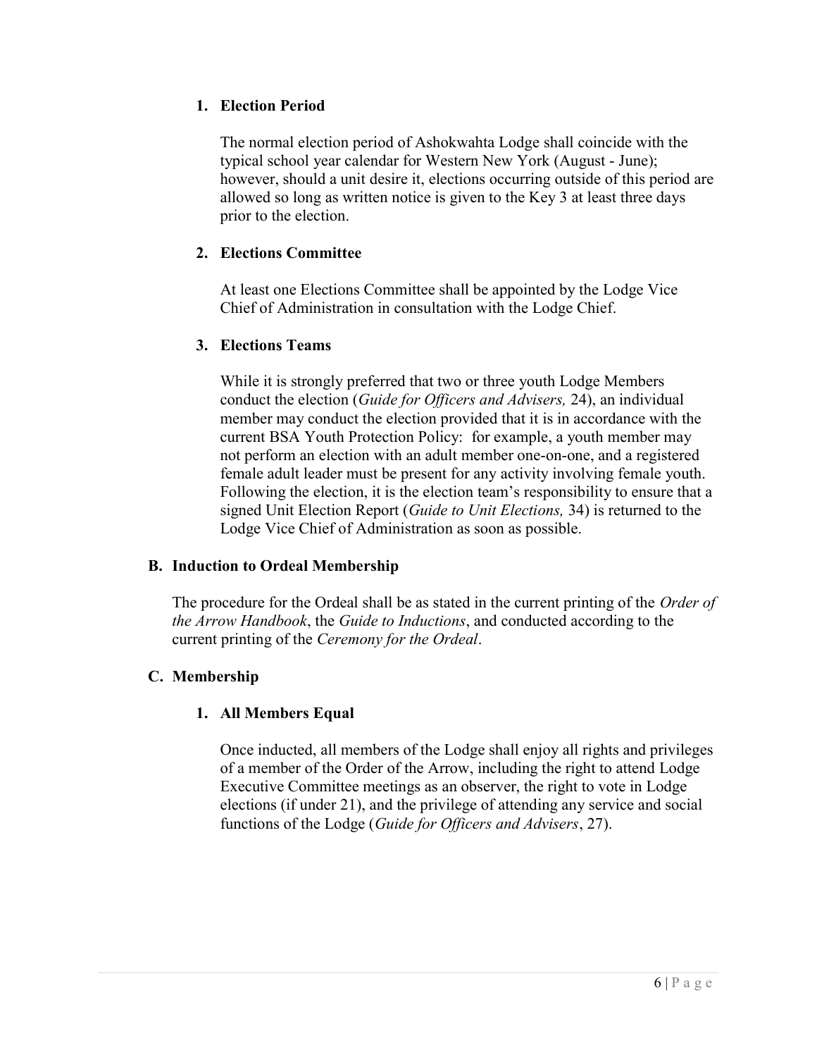### 1. Election Period

The normal election period of Ashokwahta Lodge shall coincide with the typical school year calendar for Western New York (August - June); however, should a unit desire it, elections occurring outside of this period are allowed so long as written notice is given to the Key 3 at least three days prior to the election.

### 2. Elections Committee

At least one Elections Committee shall be appointed by the Lodge Vice Chief of Administration in consultation with the Lodge Chief.

### 3. Elections Teams

While it is strongly preferred that two or three youth Lodge Members conduct the election (*Guide for Officers and Advisers,* 24), an individual member may conduct the election provided that it is in accordance with the current BSA Youth Protection Policy: for example, a youth member may not perform an election with an adult member one-on-one, and a registered female adult leader must be present for any activity involving female youth. Following the election, it is the election team's responsibility to ensure that a signed Unit Election Report (*Guide to Unit Elections,* 34) is returned to the Lodge Vice Chief of Administration as soon as possible.

## B. Induction to Ordeal Membership

The procedure for the Ordeal shall be as stated in the current printing of the *Order of the Arrow Handbook*, the *Guide to Inductions*, and conducted according to the current printing of the *Ceremony for the Ordeal*.

## C. Membership

### 1. All Members Equal

Once inducted, all members of the Lodge shall enjoy all rights and privileges of a member of the Order of the Arrow, including the right to attend Lodge Executive Committee meetings as an observer, the right to vote in Lodge elections (if under 21), and the privilege of attending any service and social functions of the Lodge (*Guide for Officers and Advisers*, 27).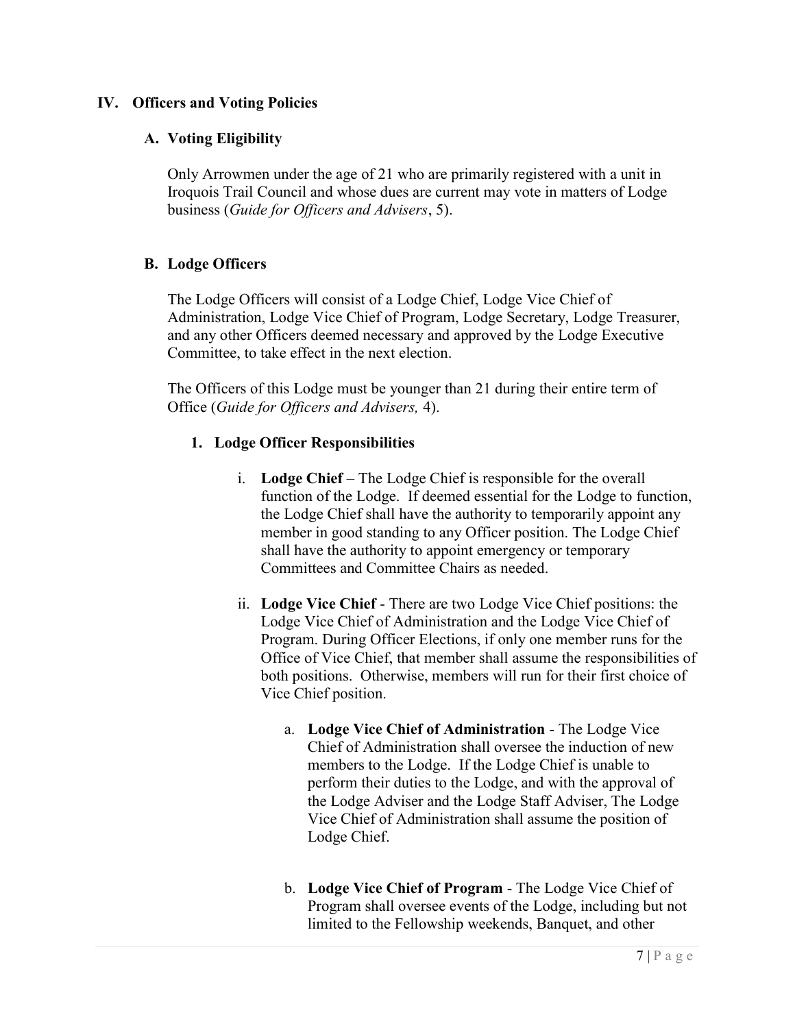## IV. Officers and Voting Policies

### A. Voting Eligibility

Only Arrowmen under the age of 21 who are primarily registered with a unit in Iroquois Trail Council and whose dues are current may vote in matters of Lodge business (*Guide for Officers and Advisers*, 5).

### B. Lodge Officers

The Lodge Officers will consist of a Lodge Chief, Lodge Vice Chief of Administration, Lodge Vice Chief of Program, Lodge Secretary, Lodge Treasurer, and any other Officers deemed necessary and approved by the Lodge Executive Committee, to take effect in the next election.

The Officers of this Lodge must be younger than 21 during their entire term of Office (*Guide for Officers and Advisers,* 4).

#### 1. Lodge Officer Responsibilities

i. **Lodge Chief** – The Lodge Chief is responsible for the overall function of the Lodge. If deemed essential for the Lodge to function, the Lodge Chief shall have the authority to temporarily appoint any member in good standing to any Officer position. The Lodge Chief shall have the authority to appoint emergency or temporary Committees and Committee Chairs as needed.

ii. **Lodge Vice Chief** - There are two Lodge Vice Chief positions: the Lodge Vice Chief of Administration and the Lodge Vice Chief of Program. During Officer Elections, if only one member runs for the Office of Vice Chief, that member shall assume the responsibilities of both positions. Otherwise, members will run for their first choice of Vice Chief position.

a. **Lodge Vice Chief of Administration** - The Lodge Vice Chief of Administration shall oversee the induction of new members to the Lodge. If the Lodge Chief is unable to perform their duties to the Lodge, and with the approval of the Lodge Adviser and the Lodge Staff Adviser, The Lodge Vice Chief of Administration shall assume the position of Lodge Chief.

b. **Lodge Vice Chief of Program** - The Lodge Vice Chief of Program shall oversee events of the Lodge, including but not limited to the Fellowship weekends, Banquet, and other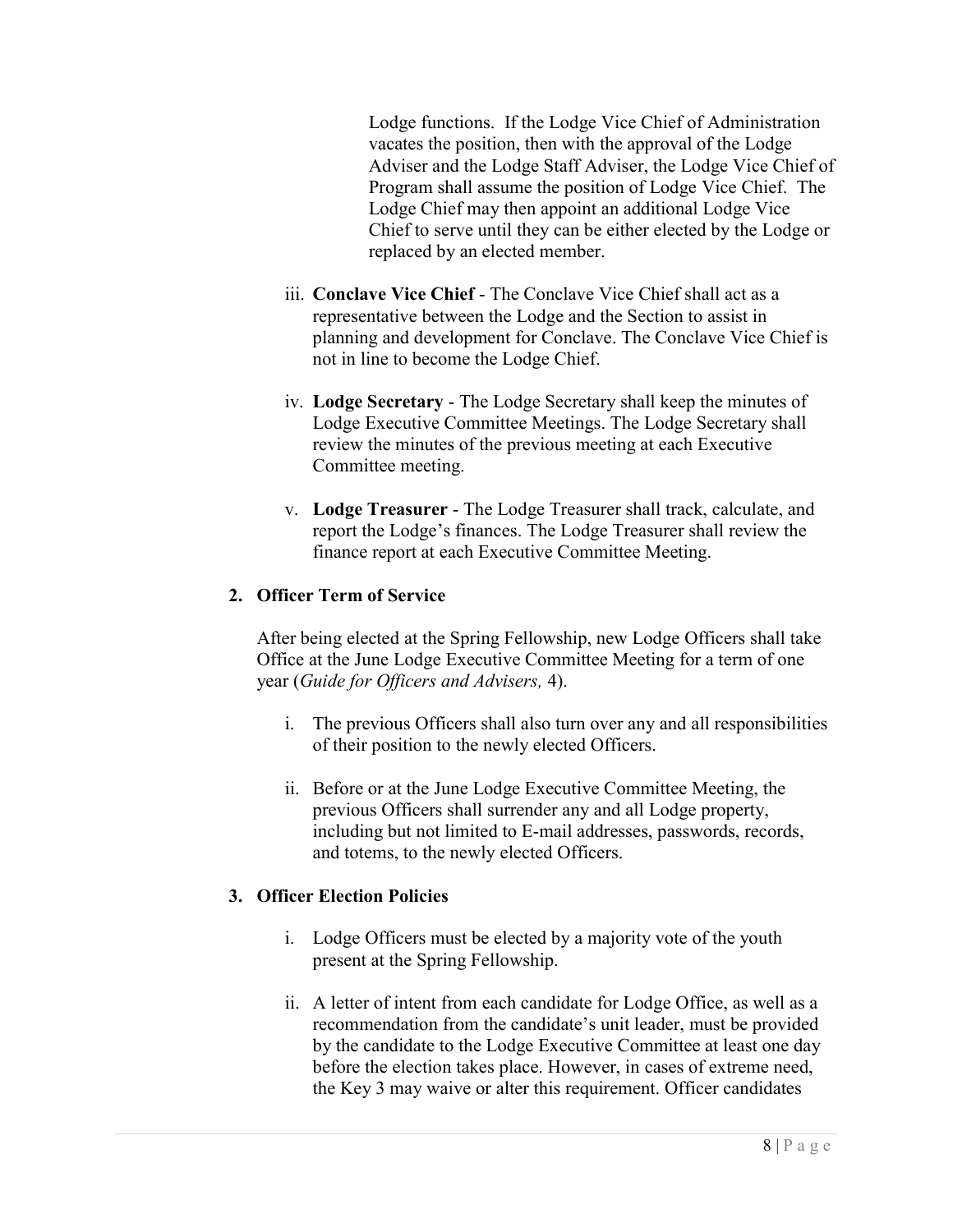Lodge functions. If the Lodge Vice Chief of Administration vacates the position, then with the approval of the Lodge Adviser and the Lodge Staff Adviser, the Lodge Vice Chief of Program shall assume the position of Lodge Vice Chief. The Lodge Chief may then appoint an additional Lodge Vice Chief to serve until they can be either elected by the Lodge or replaced by an elected member.

iii. **Conclave Vice Chief** - The Conclave Vice Chief shall act as a representative between the Lodge and the Section to assist in planning and development for Conclave. The Conclave Vice Chief is not in line to become the Lodge Chief.

iv. **Lodge Secretary** - The Lodge Secretary shall keep the minutes of Lodge Executive Committee Meetings. The Lodge Secretary shall review the minutes of the previous meeting at each Executive Committee meeting.

v. **Lodge Treasurer** - The Lodge Treasurer shall track, calculate, and report the Lodge's finances. The Lodge Treasurer shall review the finance report at each Executive Committee Meeting.

**2. Officer Term of Service**

After being elected at the Spring Fellowship, new Lodge Officers shall take Office at the June Lodge Executive Committee Meeting for a term of one year (*Guide for Officers and Advisers,* 4).

i. The previous Officers shall also turn over any and all responsibilities of their position to the newly elected Officers.

ii. Before or at the June Lodge Executive Committee Meeting, the previous Officers shall surrender any and all Lodge property, including but not limited to E-mail addresses, passwords, records, and totems, to the newly elected Officers.

**3. Officer Election Policies**

i. Lodge Officers must be elected by a majority vote of the youth present at the Spring Fellowship.

ii. A letter of intent from each candidate for Lodge Office, as well as a recommendation from the candidate's unit leader, must be provided by the candidate to the Lodge Executive Committee at least one day before the election takes place. However, in cases of extreme need, the Key 3 may waive or alter this requirement. Officer candidates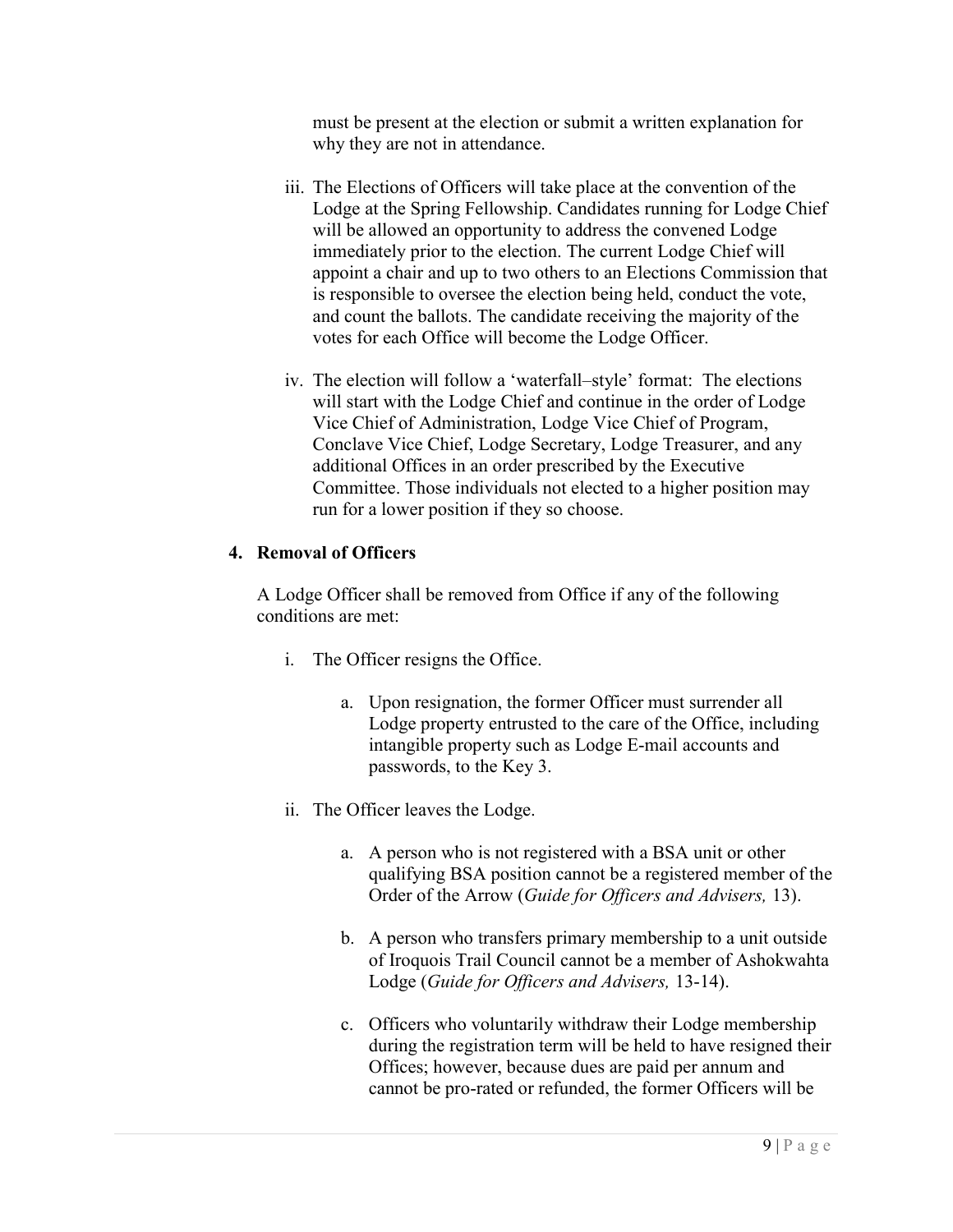must be present at the election or submit a written explanation for why they are not in attendance.

iii. The Elections of Officers will take place at the convention of the Lodge at the Spring Fellowship. Candidates running for Lodge Chief will be allowed an opportunity to address the convened Lodge immediately prior to the election. The current Lodge Chief will appoint a chair and up to two others to an Elections Commission that is responsible to oversee the election being held, conduct the vote, and count the ballots. The candidate receiving the majority of the votes for each Office will become the Lodge Officer.

iv. The election will follow a 'waterfall–style' format: The elections will start with the Lodge Chief and continue in the order of Lodge Vice Chief of Administration, Lodge Vice Chief of Program, Conclave Vice Chief, Lodge Secretary, Lodge Treasurer, and any additional Offices in an order prescribed by the Executive Committee. Those individuals not elected to a higher position may run for a lower position if they so choose.

### 4. Removal of Officers

A Lodge Officer shall be removed from Office if any of the following conditions are met:

i. The Officer resigns the Office.

   a. Upon resignation, the former Officer must surrender all Lodge property entrusted to the care of the Office, including intangible property such as Lodge E-mail accounts and passwords, to the Key 3.

ii. The Officer leaves the Lodge.

   a. A person who is not registered with a BSA unit or other qualifying BSA position cannot be a registered member of the Order of the Arrow (*Guide for Officers and Advisers,* 13).

   b. A person who transfers primary membership to a unit outside of Iroquois Trail Council cannot be a member of Ashokwahta Lodge (*Guide for Officers and Advisers,* 13-14).

   c. Officers who voluntarily withdraw their Lodge membership during the registration term will be held to have resigned their Offices; however, because dues are paid per annum and cannot be pro-rated or refunded, the former Officers will be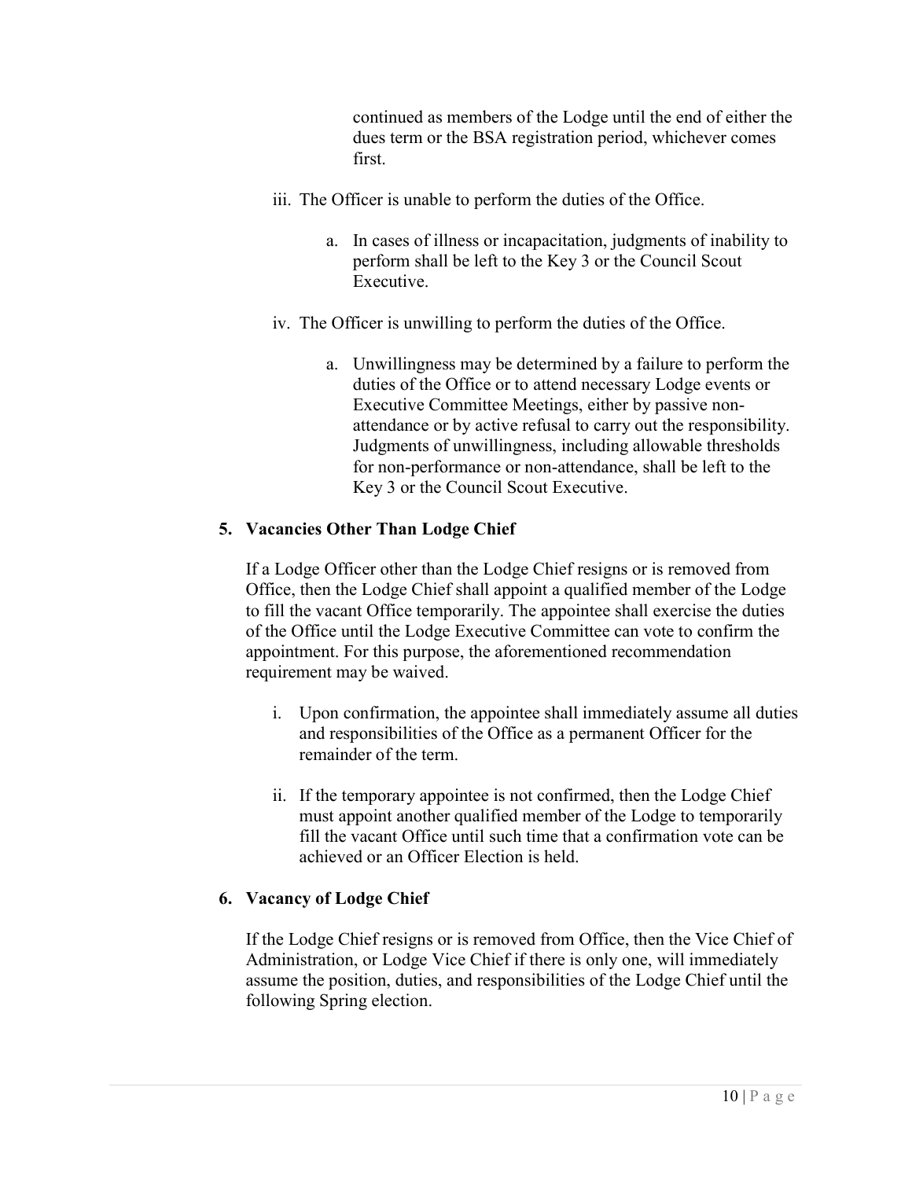continued as members of the Lodge until the end of either the dues term or the BSA registration period, whichever comes first.

iii. The Officer is unable to perform the duties of the Office.

   a. In cases of illness or incapacitation, judgments of inability to perform shall be left to the Key 3 or the Council Scout Executive.

iv. The Officer is unwilling to perform the duties of the Office.

   a. Unwillingness may be determined by a failure to perform the duties of the Office or to attend necessary Lodge events or Executive Committee Meetings, either by passive non-attendance or by active refusal to carry out the responsibility. Judgments of unwillingness, including allowable thresholds for non-performance or non-attendance, shall be left to the Key 3 or the Council Scout Executive.

**5. Vacancies Other Than Lodge Chief**

If a Lodge Officer other than the Lodge Chief resigns or is removed from Office, then the Lodge Chief shall appoint a qualified member of the Lodge to fill the vacant Office temporarily. The appointee shall exercise the duties of the Office until the Lodge Executive Committee can vote to confirm the appointment. For this purpose, the aforementioned recommendation requirement may be waived.

i. Upon confirmation, the appointee shall immediately assume all duties and responsibilities of the Office as a permanent Officer for the remainder of the term.

ii. If the temporary appointee is not confirmed, then the Lodge Chief must appoint another qualified member of the Lodge to temporarily fill the vacant Office until such time that a confirmation vote can be achieved or an Officer Election is held.

**6. Vacancy of Lodge Chief**

If the Lodge Chief resigns or is removed from Office, then the Vice Chief of Administration, or Lodge Vice Chief if there is only one, will immediately assume the position, duties, and responsibilities of the Lodge Chief until the following Spring election.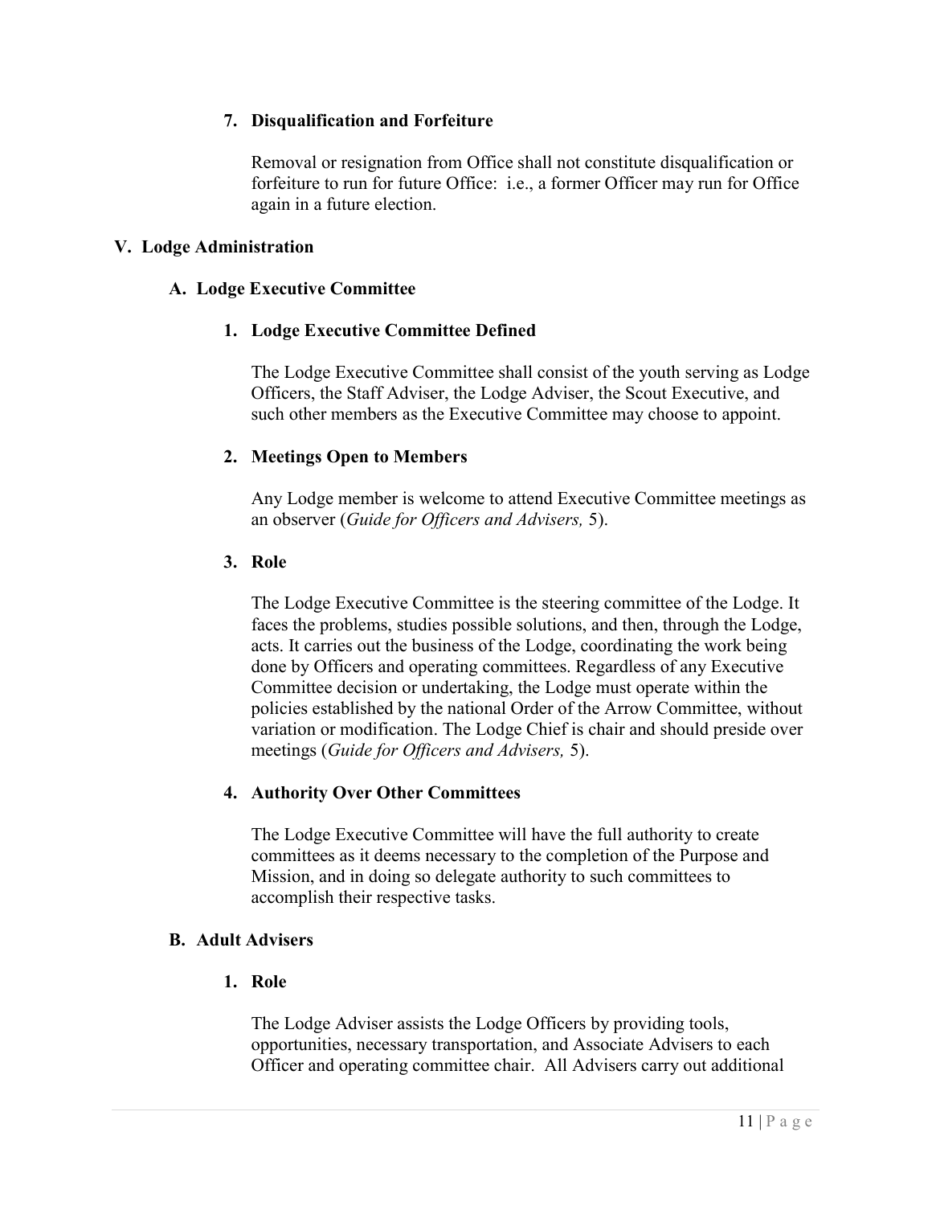#### 7. Disqualification and Forfeiture

Removal or resignation from Office shall not constitute disqualification or forfeiture to run for future Office: i.e., a former Officer may run for Office again in a future election.

## V. Lodge Administration

### A. Lodge Executive Committee

#### 1. Lodge Executive Committee Defined

The Lodge Executive Committee shall consist of the youth serving as Lodge Officers, the Staff Adviser, the Lodge Adviser, the Scout Executive, and such other members as the Executive Committee may choose to appoint.

#### 2. Meetings Open to Members

Any Lodge member is welcome to attend Executive Committee meetings as an observer (*Guide for Officers and Advisers,* 5).

#### 3. Role

The Lodge Executive Committee is the steering committee of the Lodge. It faces the problems, studies possible solutions, and then, through the Lodge, acts. It carries out the business of the Lodge, coordinating the work being done by Officers and operating committees. Regardless of any Executive Committee decision or undertaking, the Lodge must operate within the policies established by the national Order of the Arrow Committee, without variation or modification. The Lodge Chief is chair and should preside over meetings (*Guide for Officers and Advisers,* 5).

#### 4. Authority Over Other Committees

The Lodge Executive Committee will have the full authority to create committees as it deems necessary to the completion of the Purpose and Mission, and in doing so delegate authority to such committees to accomplish their respective tasks.

### B. Adult Advisers

#### 1. Role

The Lodge Adviser assists the Lodge Officers by providing tools, opportunities, necessary transportation, and Associate Advisers to each Officer and operating committee chair. All Advisers carry out additional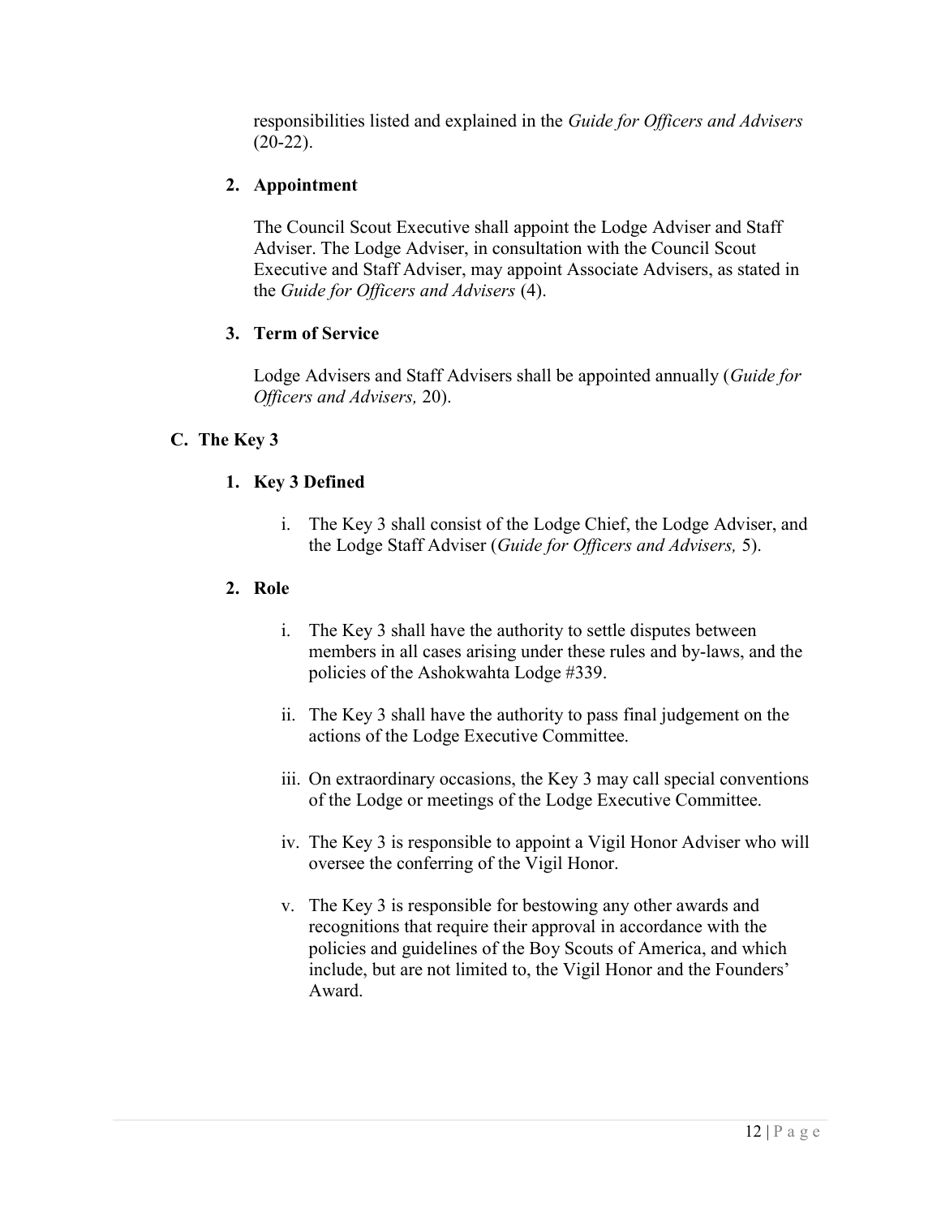responsibilities listed and explained in the *Guide for Officers and Advisers* (20-22).

**2. Appointment**

The Council Scout Executive shall appoint the Lodge Adviser and Staff Adviser. The Lodge Adviser, in consultation with the Council Scout Executive and Staff Adviser, may appoint Associate Advisers, as stated in the *Guide for Officers and Advisers* (4).

**3. Term of Service**

Lodge Advisers and Staff Advisers shall be appointed annually (*Guide for Officers and Advisers,* 20).

## C. The Key 3

**1. Key 3 Defined**

i. The Key 3 shall consist of the Lodge Chief, the Lodge Adviser, and the Lodge Staff Adviser (*Guide for Officers and Advisers,* 5).

**2. Role**

i. The Key 3 shall have the authority to settle disputes between members in all cases arising under these rules and by-laws, and the policies of the Ashokwahta Lodge #339.

ii. The Key 3 shall have the authority to pass final judgement on the actions of the Lodge Executive Committee.

iii. On extraordinary occasions, the Key 3 may call special conventions of the Lodge or meetings of the Lodge Executive Committee.

iv. The Key 3 is responsible to appoint a Vigil Honor Adviser who will oversee the conferring of the Vigil Honor.

v. The Key 3 is responsible for bestowing any other awards and recognitions that require their approval in accordance with the policies and guidelines of the Boy Scouts of America, and which include, but are not limited to, the Vigil Honor and the Founders' Award.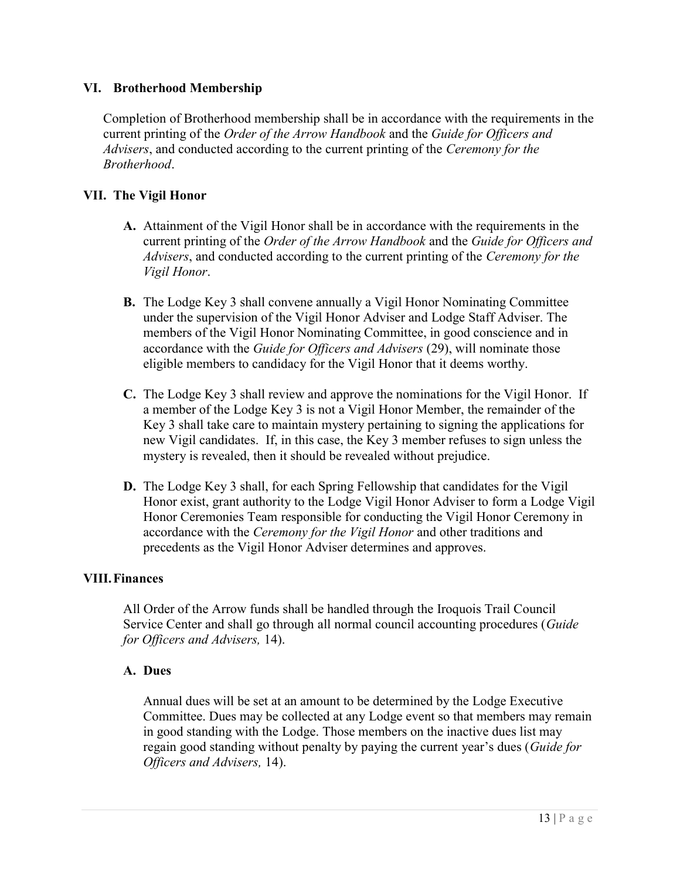## VI. Brotherhood Membership

Completion of Brotherhood membership shall be in accordance with the requirements in the current printing of the *Order of the Arrow Handbook* and the *Guide for Officers and Advisers*, and conducted according to the current printing of the *Ceremony for the Brotherhood*.

## VII. The Vigil Honor

**A.** Attainment of the Vigil Honor shall be in accordance with the requirements in the current printing of the *Order of the Arrow Handbook* and the *Guide for Officers and Advisers*, and conducted according to the current printing of the *Ceremony for the Vigil Honor*.

**B.** The Lodge Key 3 shall convene annually a Vigil Honor Nominating Committee under the supervision of the Vigil Honor Adviser and Lodge Staff Adviser. The members of the Vigil Honor Nominating Committee, in good conscience and in accordance with the *Guide for Officers and Advisers* (29), will nominate those eligible members to candidacy for the Vigil Honor that it deems worthy.

**C.** The Lodge Key 3 shall review and approve the nominations for the Vigil Honor. If a member of the Lodge Key 3 is not a Vigil Honor Member, the remainder of the Key 3 shall take care to maintain mystery pertaining to signing the applications for new Vigil candidates. If, in this case, the Key 3 member refuses to sign unless the mystery is revealed, then it should be revealed without prejudice.

**D.** The Lodge Key 3 shall, for each Spring Fellowship that candidates for the Vigil Honor exist, grant authority to the Lodge Vigil Honor Adviser to form a Lodge Vigil Honor Ceremonies Team responsible for conducting the Vigil Honor Ceremony in accordance with the *Ceremony for the Vigil Honor* and other traditions and precedents as the Vigil Honor Adviser determines and approves.

## VIII. Finances

All Order of the Arrow funds shall be handled through the Iroquois Trail Council Service Center and shall go through all normal council accounting procedures (*Guide for Officers and Advisers,* 14).

### A. Dues

Annual dues will be set at an amount to be determined by the Lodge Executive Committee. Dues may be collected at any Lodge event so that members may remain in good standing with the Lodge. Those members on the inactive dues list may regain good standing without penalty by paying the current year's dues (*Guide for Officers and Advisers,* 14).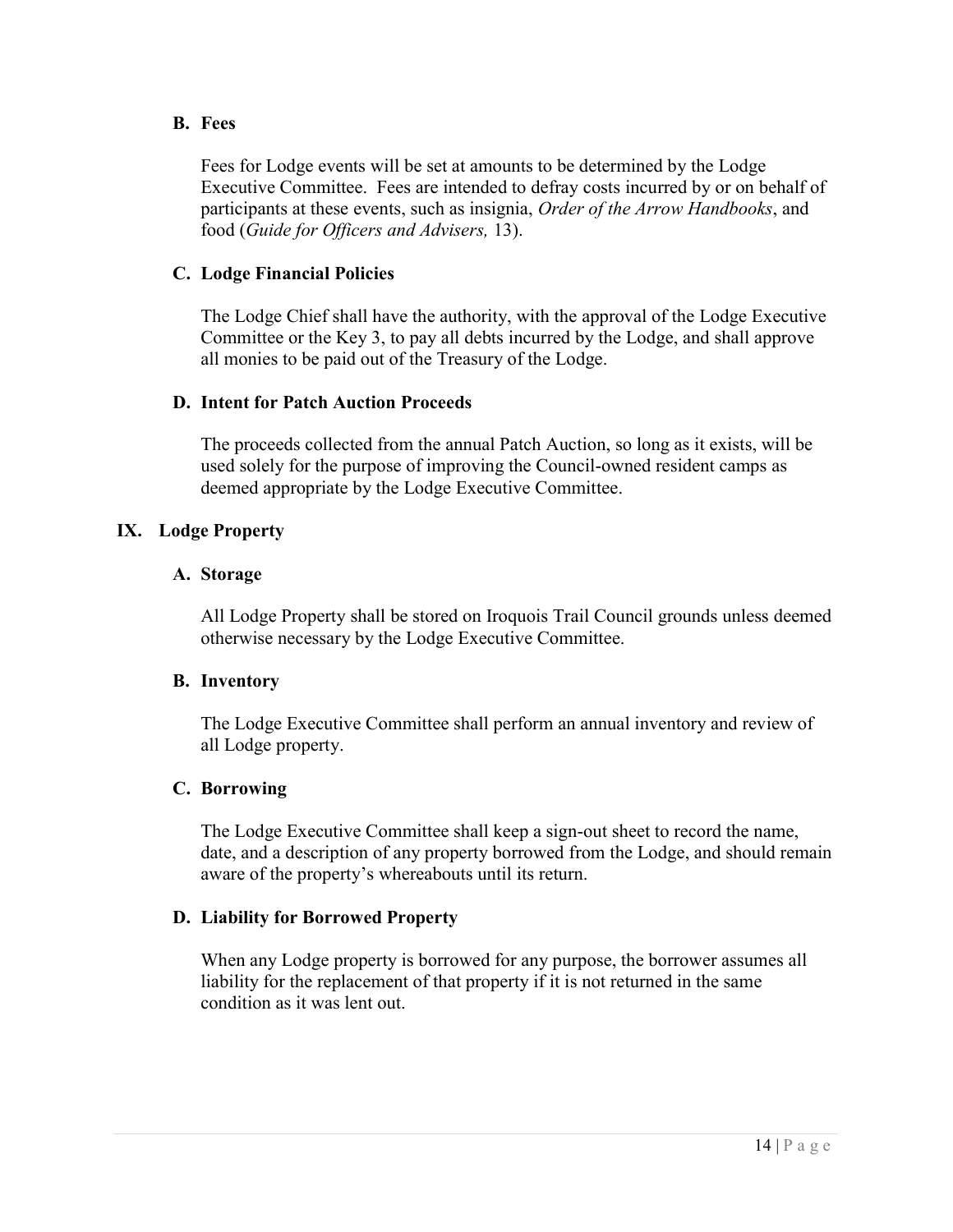### B. Fees

Fees for Lodge events will be set at amounts to be determined by the Lodge Executive Committee. Fees are intended to defray costs incurred by or on behalf of participants at these events, such as insignia, *Order of the Arrow Handbooks*, and food (*Guide for Officers and Advisers,* 13).

### C. Lodge Financial Policies

The Lodge Chief shall have the authority, with the approval of the Lodge Executive Committee or the Key 3, to pay all debts incurred by the Lodge, and shall approve all monies to be paid out of the Treasury of the Lodge.

### D. Intent for Patch Auction Proceeds

The proceeds collected from the annual Patch Auction, so long as it exists, will be used solely for the purpose of improving the Council-owned resident camps as deemed appropriate by the Lodge Executive Committee.

## IX. Lodge Property

### A. Storage

All Lodge Property shall be stored on Iroquois Trail Council grounds unless deemed otherwise necessary by the Lodge Executive Committee.

### B. Inventory

The Lodge Executive Committee shall perform an annual inventory and review of all Lodge property.

### C. Borrowing

The Lodge Executive Committee shall keep a sign-out sheet to record the name, date, and a description of any property borrowed from the Lodge, and should remain aware of the property's whereabouts until its return.

### D. Liability for Borrowed Property

When any Lodge property is borrowed for any purpose, the borrower assumes all liability for the replacement of that property if it is not returned in the same condition as it was lent out.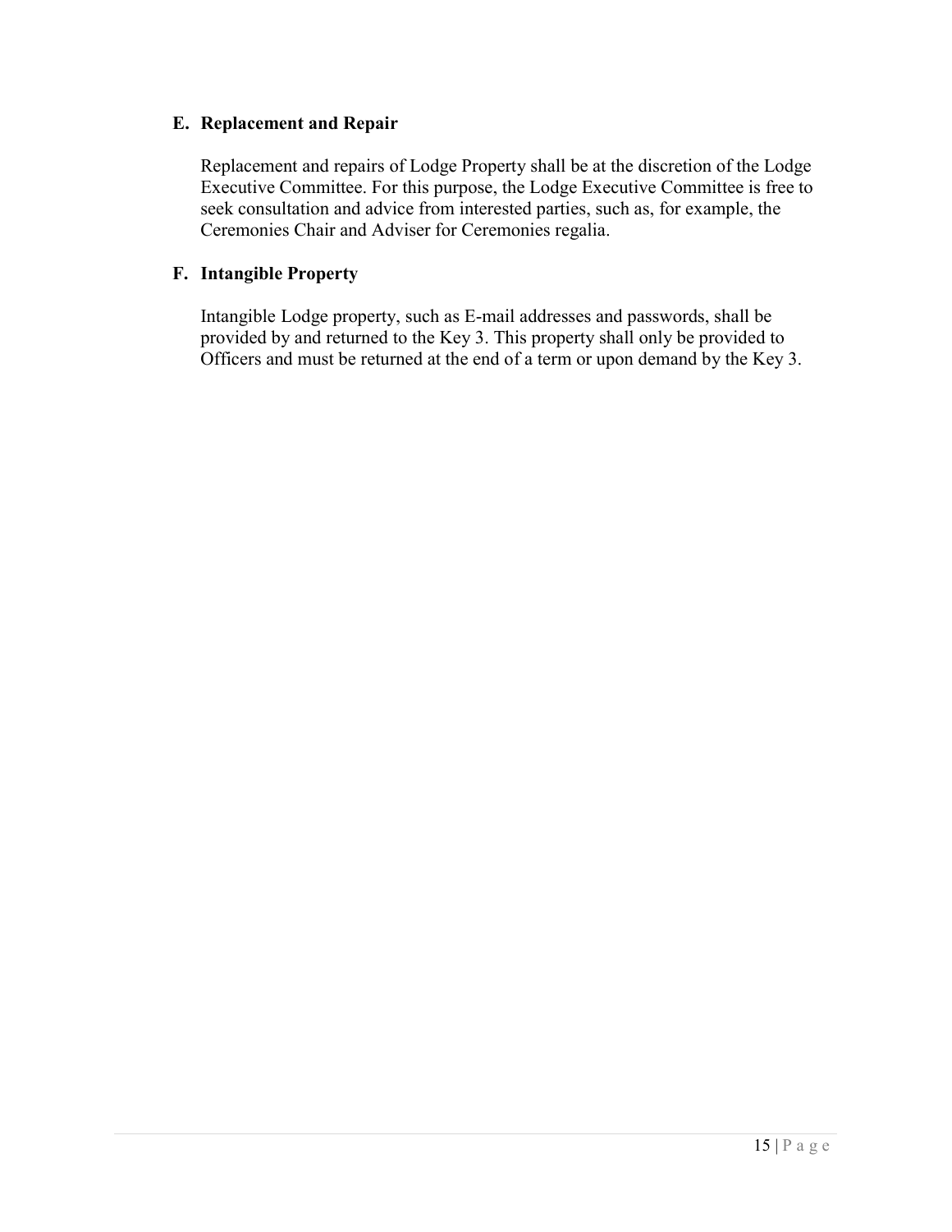### E. Replacement and Repair

Replacement and repairs of Lodge Property shall be at the discretion of the Lodge Executive Committee. For this purpose, the Lodge Executive Committee is free to seek consultation and advice from interested parties, such as, for example, the Ceremonies Chair and Adviser for Ceremonies regalia.

### F. Intangible Property

Intangible Lodge property, such as E-mail addresses and passwords, shall be provided by and returned to the Key 3. This property shall only be provided to Officers and must be returned at the end of a term or upon demand by the Key 3.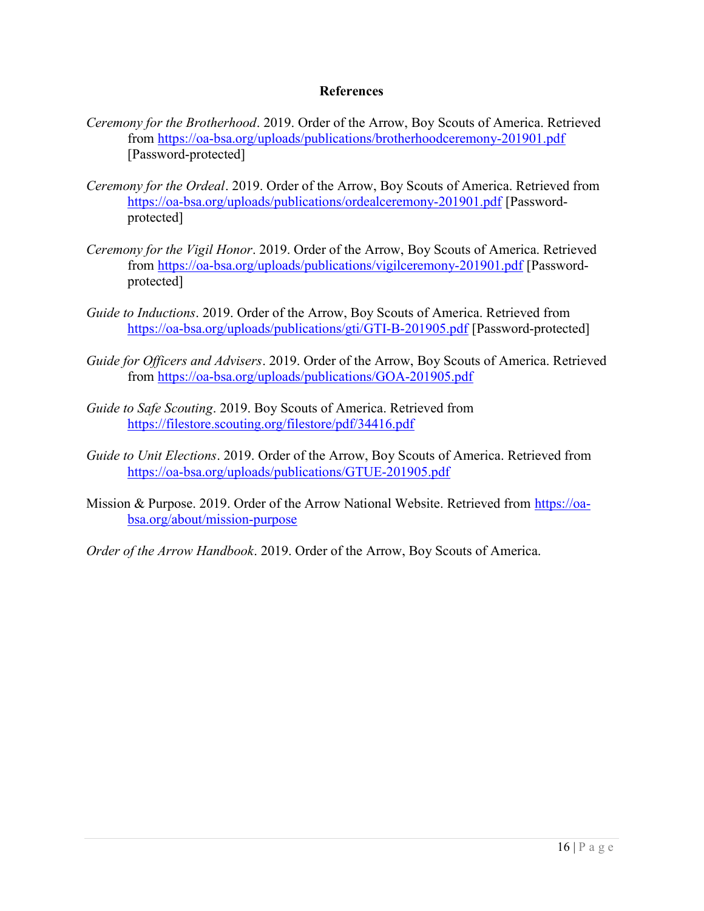## References

*Ceremony for the Brotherhood*. 2019. Order of the Arrow, Boy Scouts of America. Retrieved from https://oa-bsa.org/uploads/publications/brotherhoodceremony-201901.pdf [Password-protected]

*Ceremony for the Ordeal*. 2019. Order of the Arrow, Boy Scouts of America. Retrieved from https://oa-bsa.org/uploads/publications/ordealceremony-201901.pdf [Password-protected]

*Ceremony for the Vigil Honor*. 2019. Order of the Arrow, Boy Scouts of America. Retrieved from https://oa-bsa.org/uploads/publications/vigilceremony-201901.pdf [Password-protected]

*Guide to Inductions*. 2019. Order of the Arrow, Boy Scouts of America. Retrieved from https://oa-bsa.org/uploads/publications/gti/GTI-B-201905.pdf [Password-protected]

*Guide for Officers and Advisers*. 2019. Order of the Arrow, Boy Scouts of America. Retrieved from https://oa-bsa.org/uploads/publications/GOA-201905.pdf

*Guide to Safe Scouting*. 2019. Boy Scouts of America. Retrieved from https://filestore.scouting.org/filestore/pdf/34416.pdf

*Guide to Unit Elections*. 2019. Order of the Arrow, Boy Scouts of America. Retrieved from https://oa-bsa.org/uploads/publications/GTUE-201905.pdf

Mission & Purpose. 2019. Order of the Arrow National Website. Retrieved from https://oa-bsa.org/about/mission-purpose

*Order of the Arrow Handbook*. 2019. Order of the Arrow, Boy Scouts of America.